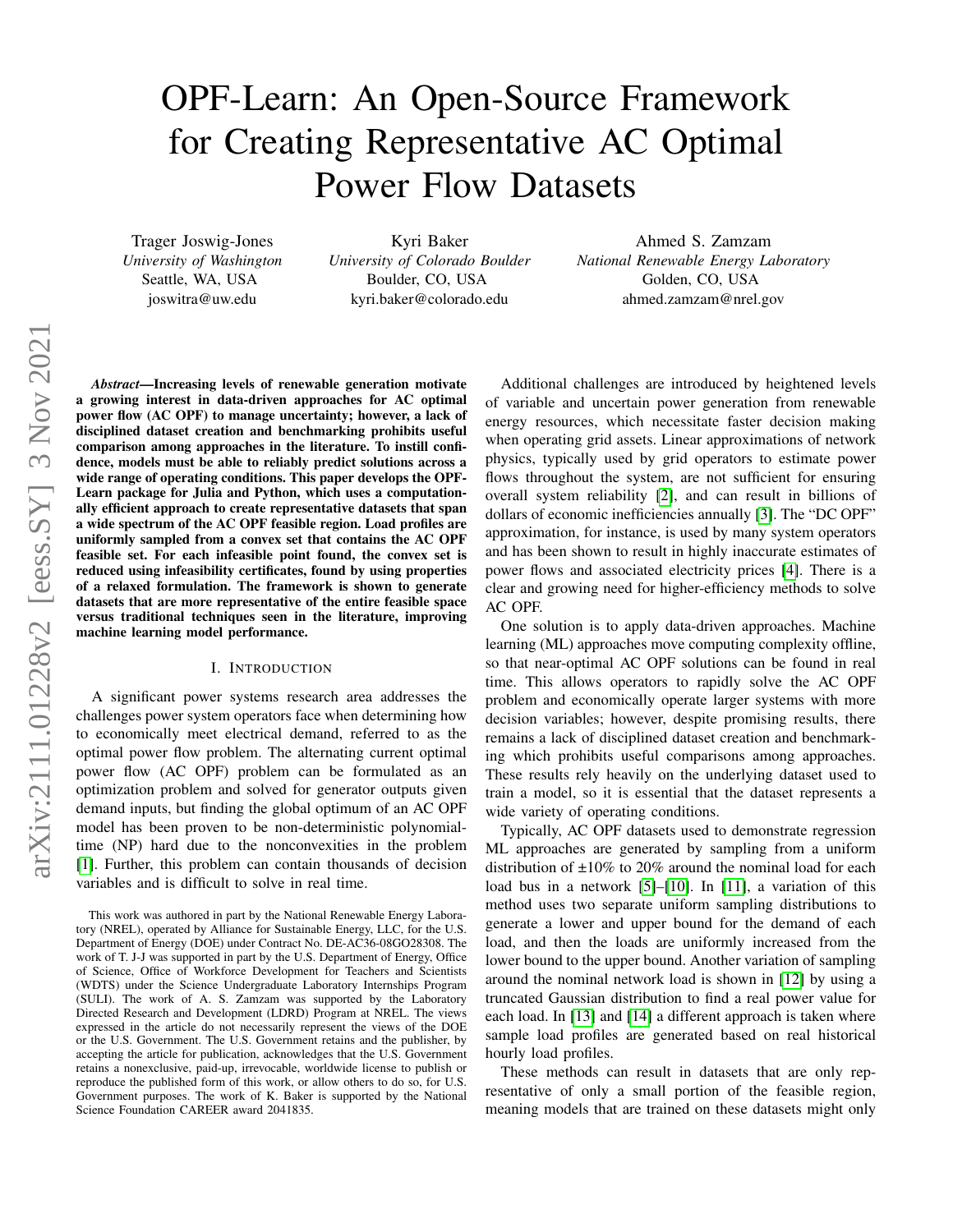# OPF-Learn: An Open-Source Framework for Creating Representative AC Optimal Power Flow Datasets

Trager Joswig-Jones
*University of Washington*
Seattle, WA, USA
joswitra@uw.edu

Kyri Baker
*University of Colorado Boulder*
Boulder, CO, USA
kyri.baker@colorado.edu

Ahmed S. Zamzam
*National Renewable Energy Laboratory*
Golden, CO, USA
ahmed.zamzam@nrel.gov

***Abstract*—Increasing levels of renewable generation motivate a growing interest in data-driven approaches for AC optimal power flow (AC OPF) to manage uncertainty; however, a lack of disciplined dataset creation and benchmarking prohibits useful comparison among approaches in the literature. To instill confidence, models must be able to reliably predict solutions across a wide range of operating conditions. This paper develops the OPF-Learn package for Julia and Python, which uses a computationally efficient approach to create representative datasets that span a wide spectrum of the AC OPF feasible region. Load profiles are uniformly sampled from a convex set that contains the AC OPF feasible set. For each infeasible point found, the convex set is reduced using infeasibility certificates, found by using properties of a relaxed formulation. The framework is shown to generate datasets that are more representative of the entire feasible space versus traditional techniques seen in the literature, improving machine learning model performance.**

## I. Introduction

A significant power systems research area addresses the challenges power system operators face when determining how to economically meet electrical demand, referred to as the optimal power flow problem. The alternating current optimal power flow (AC OPF) problem can be formulated as an optimization problem and solved for generator outputs given demand inputs, but finding the global optimum of an AC OPF model has been proven to be non-deterministic polynomial-time (NP) hard due to the nonconvexities in the problem [1]. Further, this problem can contain thousands of decision variables and is difficult to solve in real time.

Additional challenges are introduced by heightened levels of variable and uncertain power generation from renewable energy resources, which necessitate faster decision making when operating grid assets. Linear approximations of network physics, typically used by grid operators to estimate power flows throughout the system, are not sufficient for ensuring overall system reliability [2], and can result in billions of dollars of economic inefficiencies annually [3]. The "DC OPF" approximation, for instance, is used by many system operators and has been shown to result in highly inaccurate estimates of power flows and associated electricity prices [4]. There is a clear and growing need for higher-efficiency methods to solve AC OPF.

One solution is to apply data-driven approaches. Machine learning (ML) approaches move computing complexity offline, so that near-optimal AC OPF solutions can be found in real time. This allows operators to rapidly solve the AC OPF problem and economically operate larger systems with more decision variables; however, despite promising results, there remains a lack of disciplined dataset creation and benchmarking which prohibits useful comparisons among approaches. These results rely heavily on the underlying dataset used to train a model, so it is essential that the dataset represents a wide variety of operating conditions.

Typically, AC OPF datasets used to demonstrate regression ML approaches are generated by sampling from a uniform distribution of ±10% to 20% around the nominal load for each load bus in a network [5]–[10]. In [11], a variation of this method uses two separate uniform sampling distributions to generate a lower and upper bound for the demand of each load, and then the loads are uniformly increased from the lower bound to the upper bound. Another variation of sampling around the nominal network load is shown in [12] by using a truncated Gaussian distribution to find a real power value for each load. In [13] and [14] a different approach is taken where sample load profiles are generated based on real historical hourly load profiles.

These methods can result in datasets that are only representative of only a small portion of the feasible region, meaning models that are trained on these datasets might only

This work was authored in part by the National Renewable Energy Laboratory (NREL), operated by Alliance for Sustainable Energy, LLC, for the U.S. Department of Energy (DOE) under Contract No. DE-AC36-08GO28308. The work of T. J-J was supported in part by the U.S. Department of Energy, Office of Science, Office of Workforce Development for Teachers and Scientists (WDTS) under the Science Undergraduate Laboratory Internships Program (SULI). The work of A. S. Zamzam was supported by the Laboratory Directed Research and Development (LDRD) Program at NREL. The views expressed in the article do not necessarily represent the views of the DOE or the U.S. Government. The U.S. Government retains and the publisher, by accepting the article for publication, acknowledges that the U.S. Government retains a nonexclusive, paid-up, irrevocable, worldwide license to publish or reproduce the published form of this work, or allow others to do so, for U.S. Government purposes. The work of K. Baker is supported by the National Science Foundation CAREER award 2041835.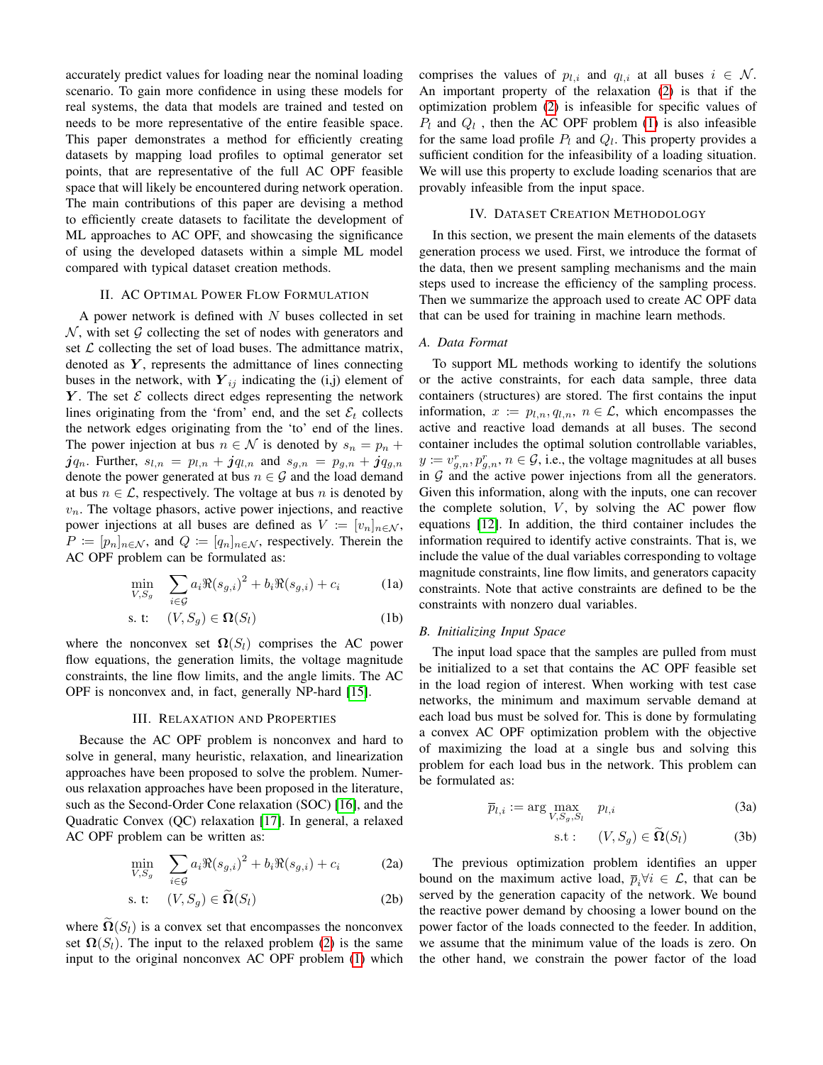accurately predict values for loading near the nominal loading scenario. To gain more confidence in using these models for real systems, the data that models are trained and tested on needs to be more representative of the entire feasible space. This paper demonstrates a method for efficiently creating datasets by mapping load profiles to optimal generator set points, that are representative of the full AC OPF feasible space that will likely be encountered during network operation. The main contributions of this paper are devising a method to efficiently create datasets to facilitate the development of ML approaches to AC OPF, and showcasing the significance of using the developed datasets within a simple ML model compared with typical dataset creation methods.

## II. AC Optimal Power Flow Formulation

A power network is defined with $N$ buses collected in set $\mathcal{N}$, with set $\mathcal{G}$ collecting the set of nodes with generators and set $\mathcal{L}$ collecting the set of load buses. The admittance matrix, denoted as $\boldsymbol{Y}$, represents the admittance of lines connecting buses in the network, with $\boldsymbol{Y}_{ij}$ indicating the (i,j) element of $\boldsymbol{Y}$. The set $\mathcal{E}$ collects direct edges representing the network lines originating from the 'from' end, and the set $\mathcal{E}_t$ collects the network edges originating from the 'to' end of the lines. The power injection at bus $n \in \mathcal{N}$ is denoted by $s_n = p_n + \boldsymbol{j}q_n$. Further, $s_{l,n} = p_{l,n} + \boldsymbol{j}q_{l,n}$ and $s_{g,n} = p_{g,n} + \boldsymbol{j}q_{g,n}$ denote the power generated at bus $n \in \mathcal{G}$ and the load demand at bus $n \in \mathcal{L}$, respectively. The voltage at bus $n$ is denoted by $v_n$. The voltage phasors, active power injections, and reactive power injections at all buses are defined as $V := [v_n]_{n\in\mathcal{N}}$, $P := [p_n]_{n\in\mathcal{N}}$, and $Q := [q_n]_{n\in\mathcal{N}}$, respectively. Therein the AC OPF problem can be formulated as:

$$\min_{V,S_g} \quad \sum_{i\in\mathcal{G}} a_i \Re(s_{g,i})^2 + b_i \Re(s_{g,i}) + c_i \tag{1a}$$

$$\text{s. t:} \quad (V, S_g) \in \boldsymbol{\Omega}(S_l) \tag{1b}$$

where the nonconvex set $\boldsymbol{\Omega}(S_l)$ comprises the AC power flow equations, the generation limits, the voltage magnitude constraints, the line flow limits, and the angle limits. The AC OPF is nonconvex and, in fact, generally NP-hard [15].

## III. Relaxation and Properties

Because the AC OPF problem is nonconvex and hard to solve in general, many heuristic, relaxation, and linearization approaches have been proposed to solve the problem. Numerous relaxation approaches have been proposed in the literature, such as the Second-Order Cone relaxation (SOC) [16], and the Quadratic Convex (QC) relaxation [17]. In general, a relaxed AC OPF problem can be written as:

$$\min_{V,S_g} \quad \sum_{i\in\mathcal{G}} a_i \Re(s_{g,i})^2 + b_i \Re(s_{g,i}) + c_i \tag{2a}$$

$$\text{s. t:} \quad (V, S_g) \in \widetilde{\boldsymbol{\Omega}}(S_l) \tag{2b}$$

where $\widetilde{\boldsymbol{\Omega}}(S_l)$ is a convex set that encompasses the nonconvex set $\boldsymbol{\Omega}(S_l)$. The input to the relaxed problem (2) is the same input to the original nonconvex AC OPF problem (1) which comprises the values of $p_{l,i}$ and $q_{l,i}$ at all buses $i \in \mathcal{N}$. An important property of the relaxation (2) is that if the optimization problem (2) is infeasible for specific values of $P_l$ and $Q_l$ , then the AC OPF problem (1) is also infeasible for the same load profile $P_l$ and $Q_l$. This property provides a sufficient condition for the infeasibility of a loading situation. We will use this property to exclude loading scenarios that are provably infeasible from the input space.

## IV. Dataset Creation Methodology

In this section, we present the main elements of the datasets generation process we used. First, we introduce the format of the data, then we present sampling mechanisms and the main steps used to increase the efficiency of the sampling process. Then we summarize the approach used to create AC OPF data that can be used for training in machine learn methods.

### A. Data Format

To support ML methods working to identify the solutions or the active constraints, for each data sample, three data containers (structures) are stored. The first contains the input information, $x := p_{l,n}, q_{l,n},\ n \in \mathcal{L}$, which encompasses the active and reactive load demands at all buses. The second container includes the optimal solution controllable variables, $y := v^r_{g,n}, p^r_{g,n},\ n \in \mathcal{G}$, i.e., the voltage magnitudes at all buses in $\mathcal{G}$ and the active power injections from all the generators. Given this information, along with the inputs, one can recover the complete solution, $V$, by solving the AC power flow equations [12]. In addition, the third container includes the information required to identify active constraints. That is, we include the value of the dual variables corresponding to voltage magnitude constraints, line flow limits, and generators capacity constraints. Note that active constraints are defined to be the constraints with nonzero dual variables.

### B. Initializing Input Space

The input load space that the samples are pulled from must be initialized to a set that contains the AC OPF feasible set in the load region of interest. When working with test case networks, the minimum and maximum servable demand at each load bus must be solved for. This is done by formulating a convex AC OPF optimization problem with the objective of maximizing the load at a single bus and solving this problem for each load bus in the network. This problem can be formulated as:

$$\overline{p}_{l,i} := \arg\max_{V,S_g,S_l} \quad p_{l,i} \tag{3a}$$

$$\text{s.t:} \quad (V, S_g) \in \widetilde{\boldsymbol{\Omega}}(S_l) \tag{3b}$$

The previous optimization problem identifies an upper bound on the maximum active load, $\overline{p}_i \forall i \in \mathcal{L}$, that can be served by the generation capacity of the network. We bound the reactive power demand by choosing a lower bound on the power factor of the loads connected to the feeder. In addition, we assume that the minimum value of the loads is zero. On the other hand, we constrain the power factor of the load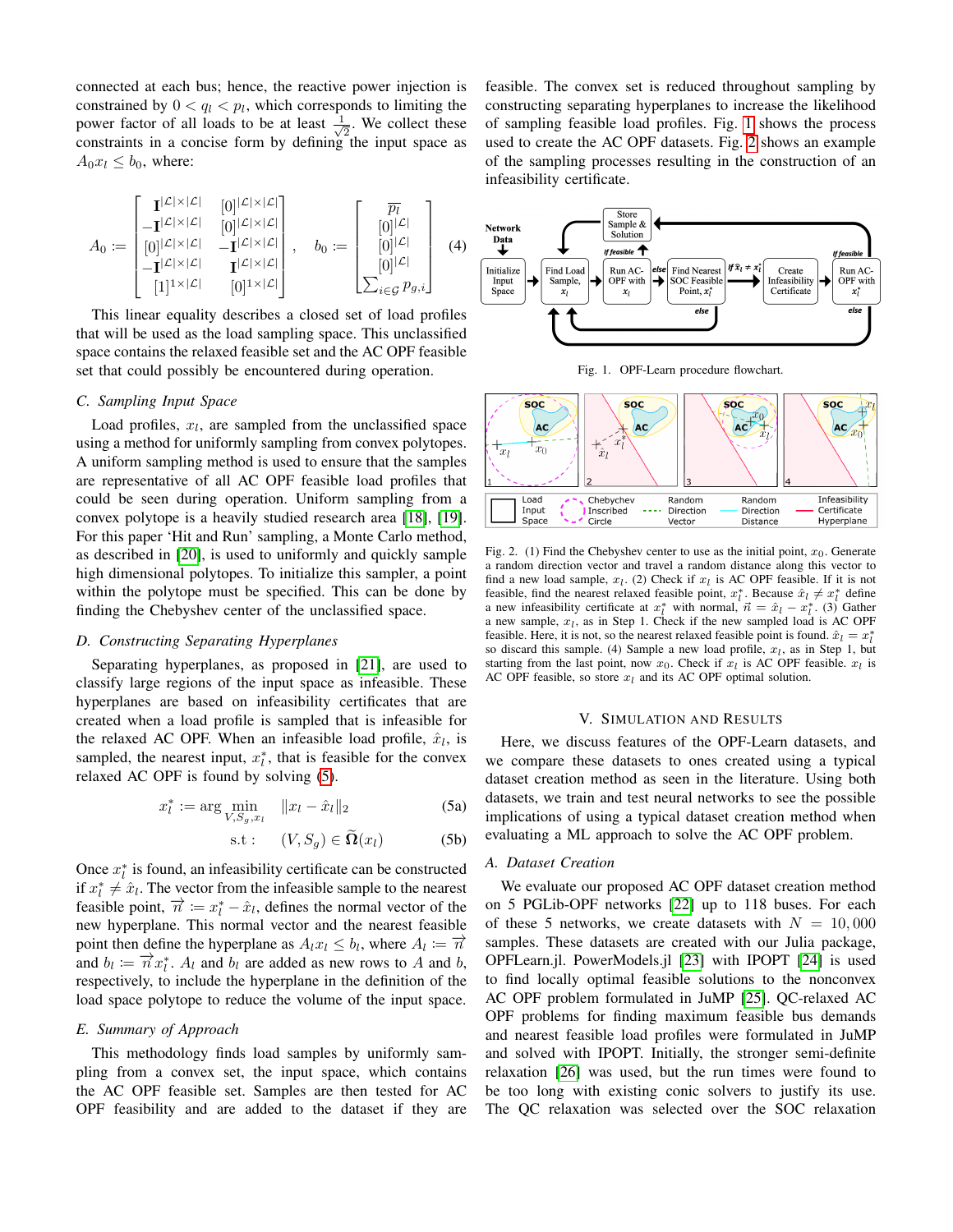connected at each bus; hence, the reactive power injection is constrained by $0 < q_l < p_l$, which corresponds to limiting the power factor of all loads to be at least $\frac{1}{\sqrt{2}}$. We collect these constraints in a concise form by defining the input space as $A_0 x_l \leq b_0$, where:

$$A_0 := \begin{bmatrix} \mathbf{I}^{|\mathcal{L}|\times|\mathcal{L}|} & [0]^{|\mathcal{L}|\times|\mathcal{L}|} \\ -\mathbf{I}^{|\mathcal{L}|\times|\mathcal{L}|} & [0]^{|\mathcal{L}|\times|\mathcal{L}|} \\ [0]^{|\mathcal{L}|\times|\mathcal{L}|} & -\mathbf{I}^{|\mathcal{L}|\times|\mathcal{L}|} \\ -\mathbf{I}^{|\mathcal{L}|\times|\mathcal{L}|} & \mathbf{I}^{|\mathcal{L}|\times|\mathcal{L}|} \\ [1]^{1\times|\mathcal{L}|} & [0]^{1\times|\mathcal{L}|} \end{bmatrix}, \quad b_0 := \begin{bmatrix} \overline{p_l} \\ [0]^{|\mathcal{L}|} \\ [0]^{|\mathcal{L}|} \\ [0]^{|\mathcal{L}|} \\ \sum_{i\in\mathcal{G}} p_{g,i} \end{bmatrix} \tag{4}$$

This linear equality describes a closed set of load profiles that will be used as the load sampling space. This unclassified space contains the relaxed feasible set and the AC OPF feasible set that could possibly be encountered during operation.

### C. Sampling Input Space

Load profiles, $x_l$, are sampled from the unclassified space using a method for uniformly sampling from convex polytopes. A uniform sampling method is used to ensure that the samples are representative of all AC OPF feasible load profiles that could be seen during operation. Uniform sampling from a convex polytope is a heavily studied research area [18], [19]. For this paper 'Hit and Run' sampling, a Monte Carlo method, as described in [20], is used to uniformly and quickly sample high dimensional polytopes. To initialize this sampler, a point within the polytope must be specified. This can be done by finding the Chebyshev center of the unclassified space.

### D. Constructing Separating Hyperplanes

Separating hyperplanes, as proposed in [21], are used to classify large regions of the input space as infeasible. These hyperplanes are based on infeasibility certificates that are created when a load profile is sampled that is infeasible for the relaxed AC OPF. When an infeasible load profile, $\hat{x}_l$, is sampled, the nearest input, $x_l^*$, that is feasible for the convex relaxed AC OPF is found by solving (5).

$$x_l^* := \arg\min_{V,S_g,x_l} \quad \|x_l - \hat{x}_l\|_2 \tag{5a}$$

$$\text{s.t}: \quad (V, S_g) \in \widetilde{\mathbf{\Omega}}(x_l) \tag{5b}$$

Once $x_l^*$ is found, an infeasibility certificate can be constructed if $x_l^* \neq \hat{x}_l$. The vector from the infeasible sample to the nearest feasible point, $\vec{n} := x_l^* - \hat{x}_l$, defines the normal vector of the new hyperplane. This normal vector and the nearest feasible point then define the hyperplane as $A_l x_l \leq b_l$, where $A_l := \vec{n}$ and $b_l := \vec{n} x_l^*$. $A_l$ and $b_l$ are added as new rows to $A$ and $b$, respectively, to include the hyperplane in the definition of the load space polytope to reduce the volume of the input space.

### E. Summary of Approach

This methodology finds load samples by uniformly sampling from a convex set, the input space, which contains the AC OPF feasible set. Samples are then tested for AC OPF feasibility and are added to the dataset if they are feasible. The convex set is reduced throughout sampling by constructing separating hyperplanes to increase the likelihood of sampling feasible load profiles. Fig. 1 shows the process used to create the AC OPF datasets. Fig. 2 shows an example of the sampling processes resulting in the construction of an infeasibility certificate.

Fig. 1. OPF-Learn procedure flowchart.

Fig. 2. (1) Find the Chebyshev center to use as the initial point, $x_0$. Generate a random direction vector and travel a random distance along this vector to find a new load sample, $x_l$. (2) Check if $x_l$ is AC OPF feasible. If it is not feasible, find the nearest relaxed feasible point, $x_l^*$. Because $\hat{x}_l \neq x_l^*$ define a new infeasibility certificate at $x_l^*$ with normal, $\vec{n} = \hat{x}_l - x_l^*$. (3) Gather a new sample, $x_l$, as in Step 1. Check if the new sampled load is AC OPF feasible. Here, it is not, so the nearest relaxed feasible point is found. $\hat{x}_l = x_l^*$ so discard this sample. (4) Sample a new load profile, $x_l$, as in Step 1, but starting from the last point, now $x_0$. Check if $x_l$ is AC OPF feasible. $x_l$ is AC OPF feasible, so store $x_l$ and its AC OPF optimal solution.

## V. Simulation and Results

Here, we discuss features of the OPF-Learn datasets, and we compare these datasets to ones created using a typical dataset creation method as seen in the literature. Using both datasets, we train and test neural networks to see the possible implications of using a typical dataset creation method when evaluating a ML approach to solve the AC OPF problem.

### A. Dataset Creation

We evaluate our proposed AC OPF dataset creation method on 5 PGLib-OPF networks [22] up to 118 buses. For each of these 5 networks, we create datasets with $N = 10{,}000$ samples. These datasets are created with our Julia package, OPFLearn.jl. PowerModels.jl [23] with IPOPT [24] is used to find locally optimal feasible solutions to the nonconvex AC OPF problem formulated in JuMP [25]. QC-relaxed AC OPF problems for finding maximum feasible bus demands and nearest feasible load profiles were formulated in JuMP and solved with IPOPT. Initially, the stronger semi-definite relaxation [26] was used, but the run times were found to be too long with existing conic solvers to justify its use. The QC relaxation was selected over the SOC relaxation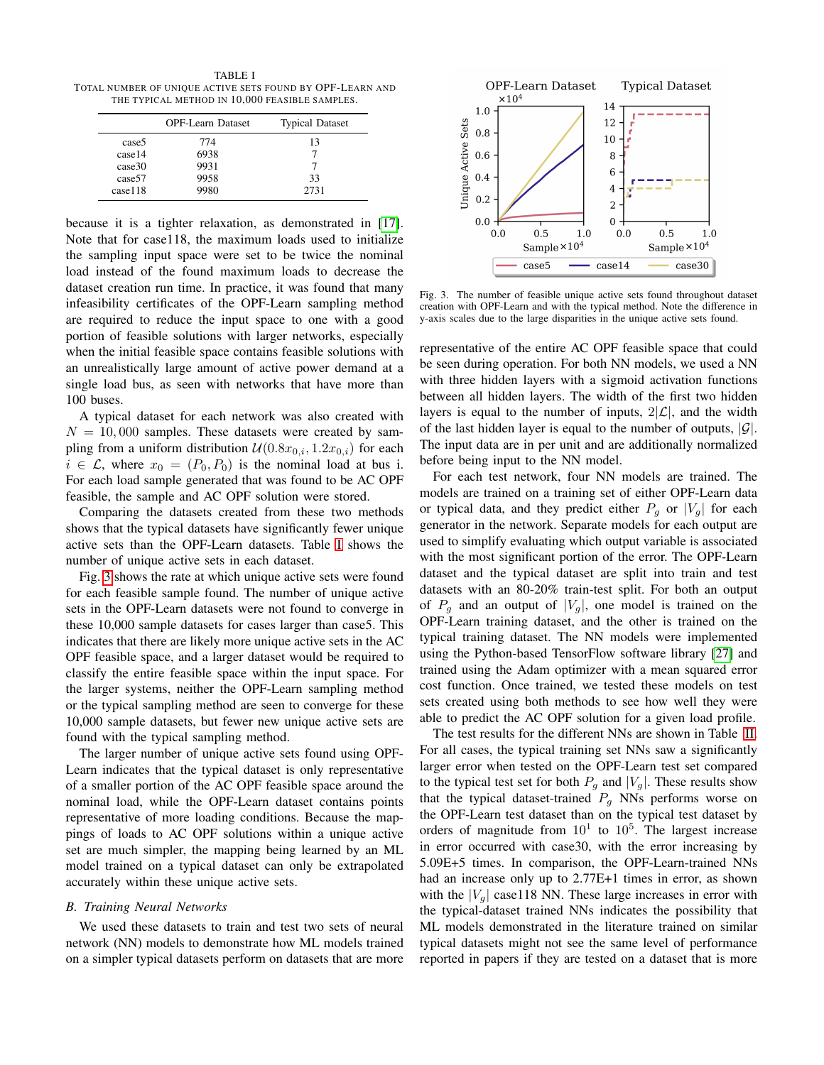TABLE I
TOTAL NUMBER OF UNIQUE ACTIVE SETS FOUND BY OPF-LEARN AND THE TYPICAL METHOD IN 10,000 FEASIBLE SAMPLES.

| | OPF-Learn Dataset | Typical Dataset |
|---|---|---|
| case5 | 774 | 13 |
| case14 | 6938 | 7 |
| case30 | 9931 | 7 |
| case57 | 9958 | 33 |
| case118 | 9980 | 2731 |

because it is a tighter relaxation, as demonstrated in [17]. Note that for case118, the maximum loads used to initialize the sampling input space were set to be twice the nominal load instead of the found maximum loads to decrease the dataset creation run time. In practice, it was found that many infeasibility certificates of the OPF-Learn sampling method are required to reduce the input space to one with a good portion of feasible solutions with larger networks, especially when the initial feasible space contains feasible solutions with an unrealistically large amount of active power demand at a single load bus, as seen with networks that have more than 100 buses.

A typical dataset for each network was also created with $N = 10,000$ samples. These datasets were created by sampling from a uniform distribution $\mathcal{U}(0.8x_{0,i}, 1.2x_{0,i})$ for each $i \in \mathcal{L}$, where $x_0 = (P_0, P_0)$ is the nominal load at bus i. For each load sample generated that was found to be AC OPF feasible, the sample and AC OPF solution were stored.

Comparing the datasets created from these two methods shows that the typical datasets have significantly fewer unique active sets than the OPF-Learn datasets. Table I shows the number of unique active sets in each dataset.

Fig. 3 shows the rate at which unique active sets were found for each feasible sample found. The number of unique active sets in the OPF-Learn datasets were not found to converge in these 10,000 sample datasets for cases larger than case5. This indicates that there are likely more unique active sets in the AC OPF feasible space, and a larger dataset would be required to classify the entire feasible space within the input space. For the larger systems, neither the OPF-Learn sampling method or the typical sampling method are seen to converge for these 10,000 sample datasets, but fewer new unique active sets are found with the typical sampling method.

The larger number of unique active sets found using OPF-Learn indicates that the typical dataset is only representative of a smaller portion of the AC OPF feasible space around the nominal load, while the OPF-Learn dataset contains points representative of more loading conditions. Because the mappings of loads to AC OPF solutions within a unique active set are much simpler, the mapping being learned by an ML model trained on a typical dataset can only be extrapolated accurately within these unique active sets.

### B. Training Neural Networks

We used these datasets to train and test two sets of neural network (NN) models to demonstrate how ML models trained on a simpler typical datasets perform on datasets that are more

Fig. 3. The number of feasible unique active sets found throughout dataset creation with OPF-Learn and with the typical method. Note the difference in y-axis scales due to the large disparities in the unique active sets found.

representative of the entire AC OPF feasible space that could be seen during operation. For both NN models, we used a NN with three hidden layers with a sigmoid activation functions between all hidden layers. The width of the first two hidden layers is equal to the number of inputs, $2|\mathcal{L}|$, and the width of the last hidden layer is equal to the number of outputs, $|\mathcal{G}|$. The input data are in per unit and are additionally normalized before being input to the NN model.

For each test network, four NN models are trained. The models are trained on a training set of either OPF-Learn data or typical data, and they predict either $P_g$ or $|V_g|$ for each generator in the network. Separate models for each output are used to simplify evaluating which output variable is associated with the most significant portion of the error. The OPF-Learn dataset and the typical dataset are split into train and test datasets with an 80-20% train-test split. For both an output of $P_g$ and an output of $|V_g|$, one model is trained on the OPF-Learn training dataset, and the other is trained on the typical training dataset. The NN models were implemented using the Python-based TensorFlow software library [27] and trained using the Adam optimizer with a mean squared error cost function. Once trained, we tested these models on test sets created using both methods to see how well they were able to predict the AC OPF solution for a given load profile.

The test results for the different NNs are shown in Table II. For all cases, the typical training set NNs saw a significantly larger error when tested on the OPF-Learn test set compared to the typical test set for both $P_g$ and $|V_g|$. These results show that the typical dataset-trained $P_g$ NNs performs worse on the OPF-Learn test dataset than on the typical test dataset by orders of magnitude from $10^1$ to $10^5$. The largest increase in error occurred with case30, with the error increasing by 5.09E+5 times. In comparison, the OPF-Learn-trained NNs had an increase only up to 2.77E+1 times in error, as shown with the $|V_g|$ case118 NN. These large increases in error with the typical-dataset trained NNs indicates the possibility that ML models demonstrated in the literature trained on similar typical datasets might not see the same level of performance reported in papers if they are tested on a dataset that is more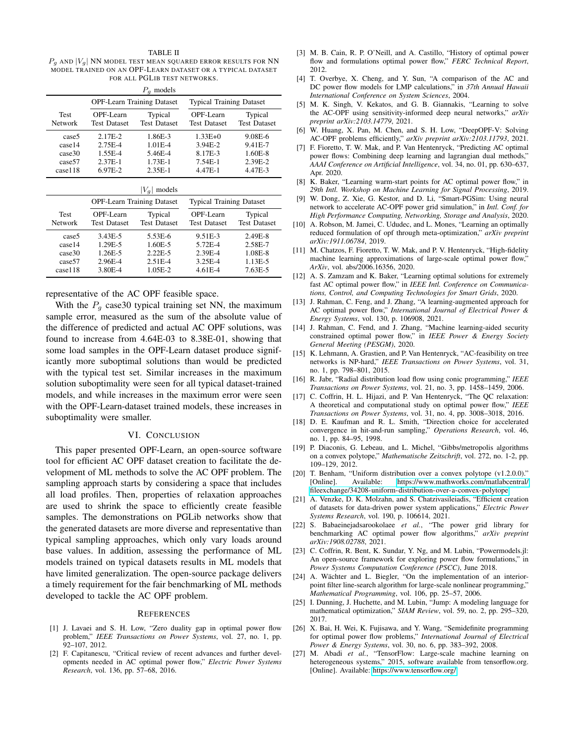TABLE II
$P_g$ AND $|V_g|$ NN MODEL TEST MEAN SQUARED ERROR RESULTS FOR NN MODEL TRAINED ON AN OPF-LEARN DATASET OR A TYPICAL DATASET FOR ALL PGLIB TEST NETWORKS.

$P_g$ models

| | OPF-Learn Training Dataset | | Typical Training Dataset | |
|---|---|---|---|---|
| Test Network | OPF-Learn Test Dataset | Typical Test Dataset | OPF-Learn Test Dataset | Typical Test Dataset |
| case5 | 2.17E-2 | 1.86E-3 | 1.33E+0 | 9.08E-6 |
| case14 | 2.75E-4 | 1.01E-4 | 3.94E-2 | 9.41E-7 |
| case30 | 1.55E-4 | 5.46E-4 | 8.17E-3 | 1.60E-8 |
| case57 | 2.37E-1 | 1.73E-1 | 7.54E-1 | 2.39E-2 |
| case118 | 6.97E-2 | 2.35E-1 | 4.47E-1 | 4.47E-3 |

$|V_g|$ models

| | OPF-Learn Training Dataset | | Typical Training Dataset | |
|---|---|---|---|---|
| Test Network | OPF-Learn Test Dataset | Typical Test Dataset | OPF-Learn Test Dataset | Typical Test Dataset |
| case5 | 3.43E-5 | 5.53E-6 | 9.51E-3 | 2.49E-8 |
| case14 | 1.29E-5 | 1.60E-5 | 5.72E-4 | 2.58E-7 |
| case30 | 1.26E-5 | 2.22E-5 | 2.39E-4 | 1.08E-8 |
| case57 | 2.96E-4 | 2.51E-4 | 3.25E-4 | 1.13E-5 |
| case118 | 3.80E-4 | 1.05E-2 | 4.61E-4 | 7.63E-5 |

representative of the AC OPF feasible space.

With the $P_g$ case30 typical training set NN, the maximum sample error, measured as the sum of the absolute value of the difference of predicted and actual AC OPF solutions, was found to increase from 4.64E-03 to 8.38E-01, showing that some load samples in the OPF-Learn dataset produce significantly more suboptimal solutions than would be predicted with the typical test set. Similar increases in the maximum solution suboptimality were seen for all typical dataset-trained models, and while increases in the maximum error were seen with the OPF-Learn-dataset trained models, these increases in suboptimality were smaller.

## VI. Conclusion

This paper presented OPF-Learn, an open-source software tool for efficient AC OPF dataset creation to facilitate the development of ML methods to solve the AC OPF problem. The sampling approach starts by considering a space that includes all load profiles. Then, properties of relaxation approaches are used to shrink the space to efficiently create feasible samples. The demonstrations on PGLib networks show that the generated datasets are more diverse and representative than typical sampling approaches, which only vary loads around base values. In addition, assessing the performance of ML models trained on typical datasets results in ML models that have limited generalization. The open-source package delivers a timely requirement for the fair benchmarking of ML methods developed to tackle the AC OPF problem.

## References

[1] J. Lavaei and S. H. Low, "Zero duality gap in optimal power flow problem," *IEEE Transactions on Power Systems*, vol. 27, no. 1, pp. 92–107, 2012.

[2] F. Capitanescu, "Critical review of recent advances and further developments needed in AC optimal power flow," *Electric Power Systems Research*, vol. 136, pp. 57–68, 2016.

[3] M. B. Cain, R. P. O'Neill, and A. Castillo, "History of optimal power flow and formulations optimal power flow," *FERC Technical Report*, 2012.

[4] T. Overbye, X. Cheng, and Y. Sun, "A comparison of the AC and DC power flow models for LMP calculations," in *37th Annual Hawaii International Conference on System Sciences*, 2004.

[5] M. K. Singh, V. Kekatos, and G. B. Giannakis, "Learning to solve the AC-OPF using sensitivity-informed deep neural networks," *arXiv preprint arXiv:2103.14779*, 2021.

[6] W. Huang, X. Pan, M. Chen, and S. H. Low, "DeepOPF-V: Solving AC-OPF problems efficiently," *arXiv preprint arXiv:2103.11793*, 2021.

[7] F. Fioretto, T. W. Mak, and P. Van Hentenryck, "Predicting AC optimal power flows: Combining deep learning and lagrangian dual methods," *AAAI Conference on Artificial Intelligence*, vol. 34, no. 01, pp. 630–637, Apr. 2020.

[8] K. Baker, "Learning warm-start points for AC optimal power flow," in *29th Intl. Workshop on Machine Learning for Signal Processing*, 2019.

[9] W. Dong, Z. Xie, G. Kestor, and D. Li, "Smart-PGSim: Using neural network to accelerate AC-OPF power grid simulation," in *Intl. Conf. for High Performance Computing, Networking, Storage and Analysis*, 2020.

[10] A. Robson, M. Jamei, C. Ududec, and L. Mones, "Learning an optimally reduced formulation of opf through meta-optimization," *arXiv preprint arXiv:1911.06784*, 2019.

[11] M. Chatzos, F. Fioretto, T. W. Mak, and P. V. Hentenryck, "High-fidelity machine learning approximations of large-scale optimal power flow," *ArXiv*, vol. abs/2006.16356, 2020.

[12] A. S. Zamzam and K. Baker, "Learning optimal solutions for extremely fast AC optimal power flow," in *IEEE Intl. Conference on Communications, Control, and Computing Technologies for Smart Grids*, 2020.

[13] J. Rahman, C. Feng, and J. Zhang, "A learning-augmented approach for AC optimal power flow," *International Journal of Electrical Power & Energy Systems*, vol. 130, p. 106908, 2021.

[14] J. Rahman, C. Fend, and J. Zhang, "Machine learning-aided security constrained optimal power flow," in *IEEE Power & Energy Society General Meeting (PESGM)*, 2020.

[15] K. Lehmann, A. Grastien, and P. Van Hentenryck, "AC-feasibility on tree networks is NP-hard," *IEEE Transactions on Power Systems*, vol. 31, no. 1, pp. 798–801, 2015.

[16] R. Jabr, "Radial distribution load flow using conic programming," *IEEE Transactions on Power Systems*, vol. 21, no. 3, pp. 1458–1459, 2006.

[17] C. Coffrin, H. L. Hijazi, and P. Van Hentenryck, "The QC relaxation: A theoretical and computational study on optimal power flow," *IEEE Transactions on Power Systems*, vol. 31, no. 4, pp. 3008–3018, 2016.

[18] D. E. Kaufman and R. L. Smith, "Direction choice for accelerated convergence in hit-and-run sampling," *Operations Research*, vol. 46, no. 1, pp. 84–95, 1998.

[19] P. Diaconis, G. Lebeau, and L. Michel, "Gibbs/metropolis algorithms on a convex polytope," *Mathematische Zeitschrift*, vol. 272, no. 1-2, pp. 109–129, 2012.

[20] T. Benham, "Uniform distribution over a convex polytope (v1.2.0.0)." [Online]. Available: https://www.mathworks.com/matlabcentral/fileexchange/34208-uniform-distribution-over-a-convex-polytope

[21] A. Venzke, D. K. Molzahn, and S. Chatzivasileiadis, "Efficient creation of datasets for data-driven power system applications," *Electric Power Systems Research*, vol. 190, p. 106614, 2021.

[22] S. Babaeinejadsarookolaee *et al.*, "The power grid library for benchmarking AC optimal power flow algorithms," *arXiv preprint arXiv:1908.02788*, 2021.

[23] C. Coffrin, R. Bent, K. Sundar, Y. Ng, and M. Lubin, "Powermodels.jl: An open-source framework for exploring power flow formulations," in *Power Systems Computation Conference (PSCC)*, June 2018.

[24] A. Wächter and L. Biegler, "On the implementation of an interior-point filter line-search algorithm for large-scale nonlinear programming," *Mathematical Programming*, vol. 106, pp. 25–57, 2006.

[25] I. Dunning, J. Huchette, and M. Lubin, "Jump: A modeling language for mathematical optimization," *SIAM Review*, vol. 59, no. 2, pp. 295–320, 2017.

[26] X. Bai, H. Wei, K. Fujisawa, and Y. Wang, "Semidefinite programming for optimal power flow problems," *International Journal of Electrical Power & Energy Systems*, vol. 30, no. 6, pp. 383–392, 2008.

[27] M. Abadi *et al.*, "TensorFlow: Large-scale machine learning on heterogeneous systems," 2015, software available from tensorflow.org. [Online]. Available: https://www.tensorflow.org/